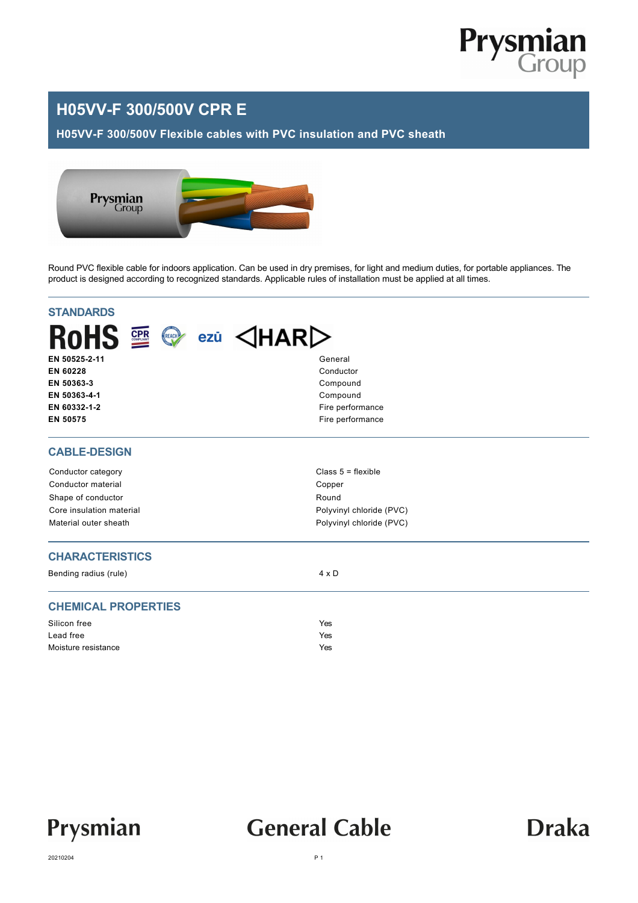# H05VV-F 300/500V CPR E

## H05VV-F 300/500V Flexible cables with PVC insulation and PVC sheath

Round PVC flexible cable for indoors application. Can be used in dry premises, for light and medium duties, for portable appliances. The product is designed according to recognized standards. Applicable rules of installation must be applied at all times.

## STANDARDS

| | |
|---|---|
| **EN 50525-2-11** | General |
| **EN 60228** | Conductor |
| **EN 50363-3** | Compound |
| **EN 50363-4-1** | Compound |
| **EN 60332-1-2** | Fire performance |
| **EN 50575** | Fire performance |

## CABLE-DESIGN

| | |
|---|---|
| Conductor category | Class 5 = flexible |
| Conductor material | Copper |
| Shape of conductor | Round |
| Core insulation material | Polyvinyl chloride (PVC) |
| Material outer sheath | Polyvinyl chloride (PVC) |

## CHARACTERISTICS

| | |
|---|---|
| Bending radius (rule) | 4 x D |

## CHEMICAL PROPERTIES

| | |
|---|---|
| Silicon free | Yes |
| Lead free | Yes |
| Moisture resistance | Yes |

20210204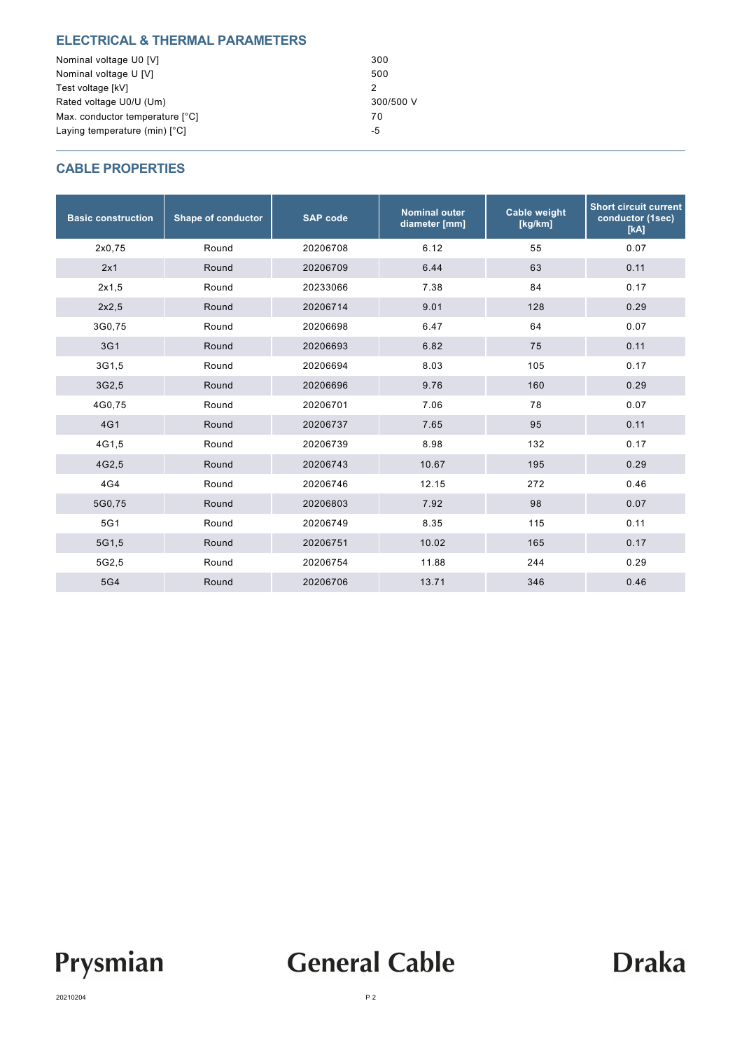## ELECTRICAL & THERMAL PARAMETERS

| | |
|---|---|
| Nominal voltage U0 [V] | 300 |
| Nominal voltage U [V] | 500 |
| Test voltage [kV] | 2 |
| Rated voltage U0/U (Um) | 300/500 V |
| Max. conductor temperature [°C] | 70 |
| Laying temperature (min) [°C] | -5 |

## CABLE PROPERTIES

| Basic construction | Shape of conductor | SAP code | Nominal outer diameter [mm] | Cable weight [kg/km] | Short circuit current conductor (1sec) [kA] |
|---|---|---|---|---|---|
| 2x0,75 | Round | 20206708 | 6.12 | 55 | 0.07 |
| 2x1 | Round | 20206709 | 6.44 | 63 | 0.11 |
| 2x1,5 | Round | 20233066 | 7.38 | 84 | 0.17 |
| 2x2,5 | Round | 20206714 | 9.01 | 128 | 0.29 |
| 3G0,75 | Round | 20206698 | 6.47 | 64 | 0.07 |
| 3G1 | Round | 20206693 | 6.82 | 75 | 0.11 |
| 3G1,5 | Round | 20206694 | 8.03 | 105 | 0.17 |
| 3G2,5 | Round | 20206696 | 9.76 | 160 | 0.29 |
| 4G0,75 | Round | 20206701 | 7.06 | 78 | 0.07 |
| 4G1 | Round | 20206737 | 7.65 | 95 | 0.11 |
| 4G1,5 | Round | 20206739 | 8.98 | 132 | 0.17 |
| 4G2,5 | Round | 20206743 | 10.67 | 195 | 0.29 |
| 4G4 | Round | 20206746 | 12.15 | 272 | 0.46 |
| 5G0,75 | Round | 20206803 | 7.92 | 98 | 0.07 |
| 5G1 | Round | 20206749 | 8.35 | 115 | 0.11 |
| 5G1,5 | Round | 20206751 | 10.02 | 165 | 0.17 |
| 5G2,5 | Round | 20206754 | 11.88 | 244 | 0.29 |
| 5G4 | Round | 20206706 | 13.71 | 346 | 0.46 |

Prysmian General Cable Draka

20210204